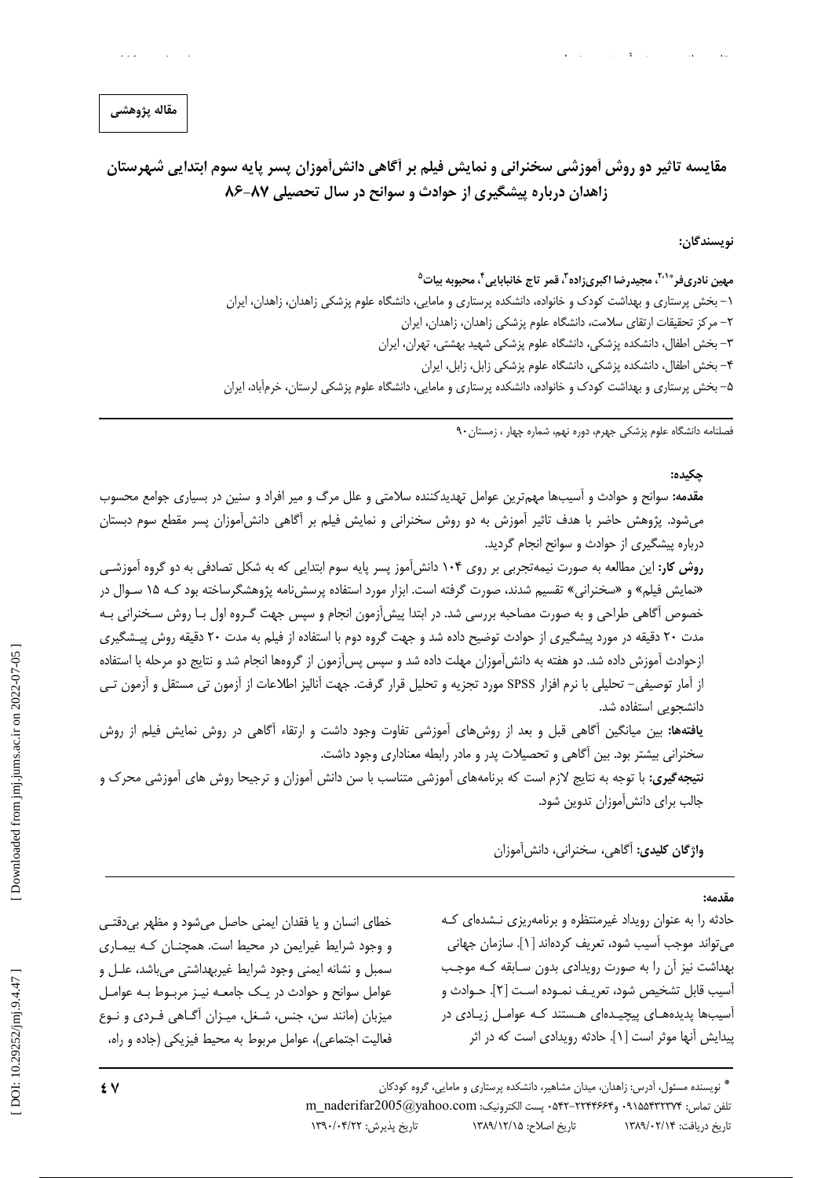**مقاله پژوهشی**

# مقایسه تاثیر دو روش آموزشی سخنرانی و نمایش فیلم بر آگاهی دانش‌آموزان پسر پایه سوم ابتدایی شهرستان زاهدان درباره پیشگیری از حوادث و سوانح در سال تحصیلی ۸۷-۸۶

**نویسندگان:**

**مهین نادری‌فر[*۱،۲]، مجیدرضا اکبری‌زاده[۳]، قمر تاج خانبابایی[۴]، محبوبه بیات[۵]**

۱- بخش پرستاری و بهداشت کودک و خانواده، دانشکده پرستاری و مامایی، دانشگاه علوم پزشکی زاهدان، زاهدان، ایران

۲- مرکز تحقیقات ارتقای سلامت، دانشگاه علوم پزشکی زاهدان، زاهدان، ایران

۳- بخش اطفال، دانشکده پزشکی، دانشگاه علوم پزشکی شهید بهشتی، تهران، ایران

۴- بخش اطفال، دانشکده پزشکی، دانشگاه علوم پزشکی زابل، زابل، ایران

۵- بخش پرستاری و بهداشت کودک و خانواده، دانشکده پرستاری و مامایی، دانشگاه علوم پزشکی لرستان، خرم‌آباد، ایران

فصلنامه دانشگاه علوم پزشکی جهرم، دوره نهم، شماره چهار ، زمستان۹۰

**چکیده:**

**مقدمه:** سوانح و حوادث و آسیب‌ها مهم‌ترین عوامل تهدیدکننده سلامتی و علل مرگ و میر افراد و سنین در بسیاری جوامع محسوب می‌شود. پژوهش حاضر با هدف تاثیر آموزش به دو روش سخنرانی و نمایش فیلم بر آگاهی دانش‌آموزان پسر مقطع سوم دبستان درباره پیشگیری از حوادث و سوانح انجام گردید.

**روش کار:** این مطالعه به صورت نیمه‌تجربی بر روی ۱۰۴ دانش‌آموز پسر پایه سوم ابتدایی که به شکل تصادفی به دو گروه آموزشی «نمایش فیلم» و «سخنرانی» تقسیم شدند، صورت گرفته است. ابزار مورد استفاده پرسش‌نامه پژوهشگرساخته بود که ۱۵ سوال در خصوص آگاهی طراحی و به صورت مصاحبه بررسی شد. در ابتدا پیش‌آزمون انجام و سپس جهت گروه اول با روش سخنرانی به مدت ۲۰ دقیقه در مورد پیشگیری از حوادث توضیح داده شد و جهت گروه دوم با استفاده از فیلم به مدت ۲۰ دقیقه روش پیشگیری ازحوادث آموزش داده شد. دو هفته به دانش‌آموزان مهلت داده شد و سپس پس‌آزمون از گروه‌ها انجام شد و نتایج دو مرحله با استفاده از آمار توصیفی- تحلیلی با نرم افزار SPSS مورد تجزیه و تحلیل قرار گرفت. جهت آنالیز اطلاعات از آزمون تی مستقل و آزمون تی دانشجویی استفاده شد.

**یافته‌ها:** بین میانگین آگاهی قبل و بعد از روش‌های آموزشی تفاوت وجود داشت و ارتقاء آگاهی در روش نمایش فیلم از روش سخنرانی بیشتر بود. بین آگاهی و تحصیلات پدر و مادر رابطه معناداری وجود داشت.

**نتیجه‌گیری:** با توجه به نتایج لازم است که برنامه‌های آموزشی متناسب با سن دانش آموزان و ترجیحا روش های آموزشی محرک و جالب برای دانش‌آموزان تدوین شود.

**واژگان کلیدی:** آگاهی، سخنرانی، دانش‌آموزان

**مقدمه:**

حادثه را به عنوان رویداد غیرمنتظره و برنامه‌ریزی نشده‌ای که می‌تواند موجب آسیب شود، تعریف کرده‌اند [۱]. سازمان جهانی بهداشت نیز آن را به صورت رویدادی بدون سابقه که موجب آسیب قابل تشخیص شود، تعریف نموده است [۲]. حوادث و آسیب‌ها پدیده‌های پیچیده‌ای هستند که عوامل زیادی در پیدایش آنها موثر است [۱]. حادثه رویدادی است که در اثر خطای انسان و یا فقدان ایمنی حاصل می‌شود و مظهر بی‌دقتی و وجود شرایط غیرایمن در محیط است. همچنان که بیماری سمبل و نشانه ایمنی وجود شرایط غیربهداشتی می‌باشد، علل و عوامل سوانح و حوادث در یک جامعه نیز مربوط به عوامل میزبان (مانند سن، جنس، شغل، میزان آگاهی فردی و نوع فعالیت اجتماعی)، عوامل مربوط به محیط فیزیکی (جاده و راه،

\* نویسنده مسئول، آدرس: زاهدان، میدان مشاهیر، دانشکده پرستاری و مامایی، گروه کودکان

تلفن تماس: ۰۹۱۵۵۴۳۲۳۷۴ و۲۲۴۴۶۶۴-۰۵۴۲ پست الکترونیک: m_naderifar2005@yahoo.com

تاریخ دریافت: ۱۳۸۹/۰۲/۱۴ تاریخ اصلاح: ۱۳۸۹/۱۲/۱۵ تاریخ پذیرش: ۱۳۹۰/۰۴/۲۲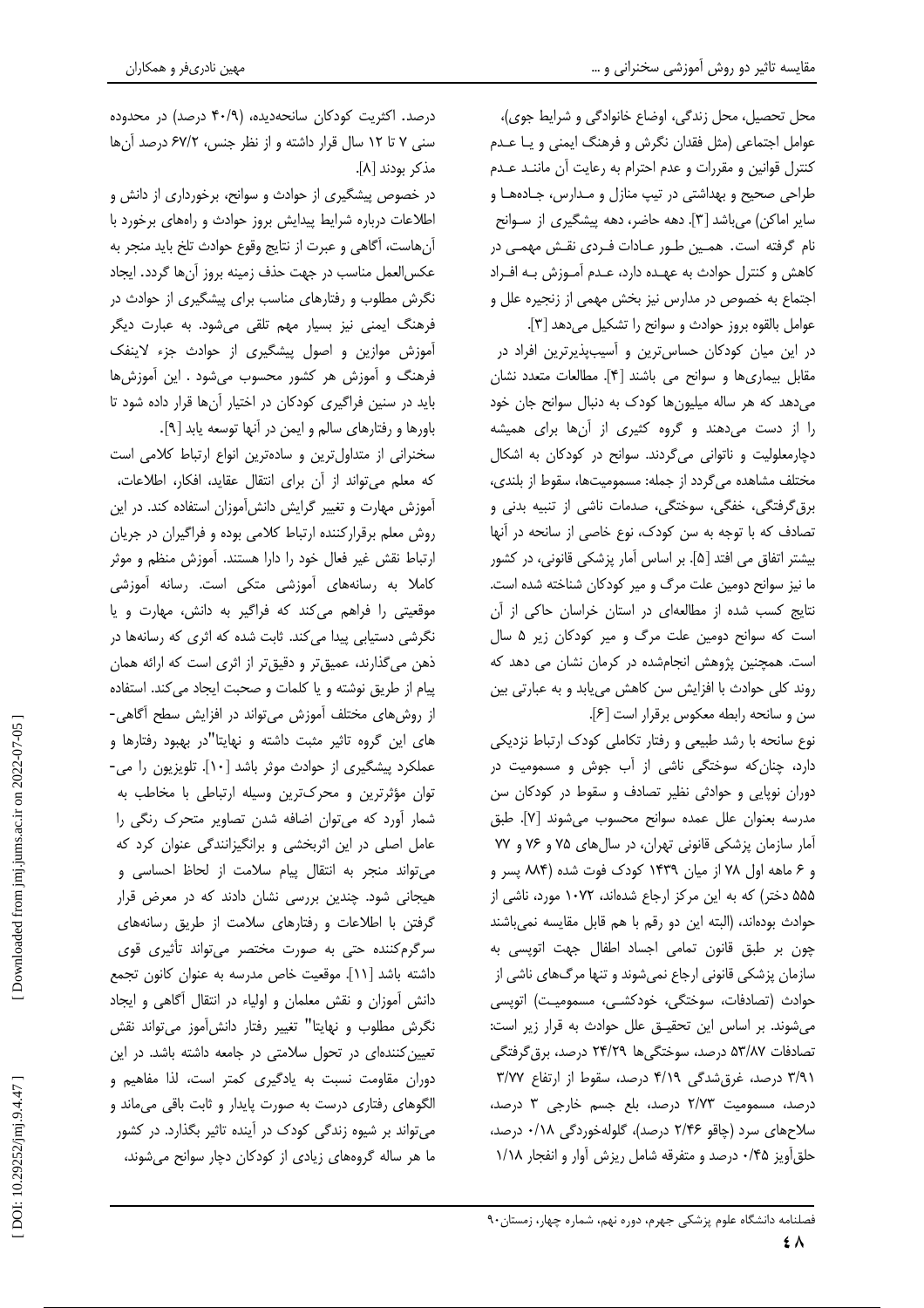محل تحصیل، محل زندگی، اوضاع خانوادگی و شرایط جوی)، عوامل اجتماعی (مثل فقدان نگرش و فرهنگ ایمنی و یـا عـدم کنترل قوانین و مقررات و عدم احترام به رعایت آن ماننـد عـدم طراحی صحیح و بهداشتی در تیپ منازل و مـدارس، جـاده‌هـا و سایر اماکن) می‌باشد [۳]. دهه حاضر، دهه پیشگیری از سـوانح نام گرفته است. همـین طـور عـادات فـردی نقـش مهمـی در کاهش و کنترل حوادث به عهـده دارد، عـدم آمـوزش بـه افـراد اجتماع به خصوص در مدارس نیز بخش مهمی از زنجیره علل و عوامل بالقوه بروز حوادث و سوانح را تشکیل می‌دهد [۳].

در این میان کودکان حساس‌ترین و آسیب‌پذیرترین افراد در مقابل بیماری‌ها و سوانح می باشند [۴]. مطالعات متعدد نشان می‌دهد که هر ساله میلیون‌ها کودک به دنبال سوانح جان خود را از دست می‌دهند و گروه کثیری از آن‌ها برای همیشه دچارمعلولیت و ناتوانی می‌گردند. سوانح در کودکان به اشکال مختلف مشاهده می‌گردد از جمله: مسمومیت‌ها، سقوط از بلندی، برق‌گرفتگی، خفگی، سوختگی، صدمات ناشی از تنبیه بدنی و تصادف که با توجه به سن کودک، نوع خاصی از سانحه در آنها بیشتر اتفاق می افتد [۵]. بر اساس آمار پزشکی قانونی، در کشور ما نیز سوانح دومین علت مرگ و میر کودکان شناخته شده است. نتایج کسب شده از مطالعه‌ای در استان خراسان حاکی از آن است که سوانح دومین علت مرگ و میر کودکان زیر ۵ سال است. همچنین پژوهش انجام‌شده در کرمان نشان می دهد که روند کلی حوادث با افزایش سن کاهش می‌یابد و به عبارتی بین سن و سانحه رابطه معکوس برقرار است [۶].

نوع سانحه با رشد طبیعی و رفتار تکاملی کودک ارتباط نزدیکی دارد، چنان‌که سوختگی ناشی از آب جوش و مسمومیت در دوران نوپایی و حوادثی نظیر تصادف و سقوط در کودکان سن مدرسه بعنوان علل عمده سوانح محسوب می‌شوند [۷]. طبق آمار سازمان پزشکی قانونی تهران، در سال‌های ۷۵ و ۷۶ و ۷۷ و ۶ ماهه اول ۷۸ از میان ۱۴۳۹ کودک فوت شده (۸۸۴ پسر و ۵۵۵ دختر) که به این مرکز ارجاع شده‌اند، ۱۰۷۲ مورد، ناشی از حوادث بوده‌اند، (البته این دو رقم با هم قابل مقایسه نمی‌باشند چون بر طبق قانون تمامی اجساد اطفال جهت اتوپسی به سازمان پزشکی قانونی ارجاع نمی‌شوند و تنها مرگ‌های ناشی از حوادث (تصادفات، سوختگی، خودکشـی، مسمومیـت) اتوپسی می‌شوند. بر اساس این تحقیـق علل حوادث به قرار زیر است: تصادفات ۵۳/۸۷ درصد، سوختگی‌ها ۲۴/۲۹ درصد، برق‌گرفتگی ۳/۹۱ درصد، غرق‌شدگی ۴/۱۹ درصد، سقوط از ارتفاع ۳/۷۷ درصد، مسمومیت ۲/۷۳ درصد، بلع جسم خارجی ۳ درصد، سلاح‌های سرد (چاقو ۲/۴۶ درصد)، گلوله‌خوردگی ۰/۱۸ درصد، حلق‌آویز ۰/۴۵ درصد و متفرقه شامل ریزش آوار و انفجار ۱/۱۸ درصد. اکثریت کودکان سانحه‌دیده، (۴۰/۹ درصد) در محدوده سنی ۷ تا ۱۲ سال قرار داشته و از نظر جنس، ۶۷/۲ درصد آن‌ها مذکر بودند [۸].

در خصوص پیشگیری از حوادث و سوانح، برخورداری از دانش و اطلاعات درباره شرایط پیدایش بروز حوادث و راه‌های برخورد با آن‌هاست، آگاهی و عبرت از نتایج وقوع حوادث تلخ باید منجر به عکس‌العمل مناسب در جهت حذف زمینه بروز آن‌ها گردد. ایجاد نگرش مطلوب و رفتارهای مناسب برای پیشگیری از حوادث در فرهنگ ایمنی نیز بسیار مهم تلقی می‌شود. به عبارت دیگر آموزش موازین و اصول پیشگیری از حوادث جزء لاینفک فرهنگ و آموزش هر کشور محسوب می‌شود . این آموزش‌ها باید در سنین فراگیری کودکان در اختیار آن‌ها قرار داده شود تا باورها و رفتارهای سالم و ایمن در آنها توسعه یابد [۹].

سخنرانی از متداول‌ترین و ساده‌ترین انواع ارتباط کلامی است که معلم می‌تواند از آن برای انتقال عقاید، افکار، اطلاعات، آموزش مهارت و تغییر گرایش دانش‌آموزان استفاده کند. در این روش معلم برقرارکننده ارتباط کلامی بوده و فراگیران در جریان ارتباط نقش غیر فعال خود را دارا هستند. آموزش منظم و موثر کاملا به رسانه‌های آموزشی متکی است. رسانه آموزشی موقعیتی را فراهم می‌کند که فراگیر به دانش، مهارت و یا نگرشی دستیابی پیدا می‌کند. ثابت شده که اثری که رسانه‌ها در ذهن می‌گذارند، عمیق‌تر و دقیق‌تر از اثری است که ارائه همان پیام از طریق نوشته و یا کلمات و صحبت ایجاد می‌کند. استفاده از روش‌های مختلف آموزش می‌تواند در افزایش سطح آگاهی‌های این گروه تاثیر مثبت داشته و نهایتا"در بهبود رفتارها و عملکرد پیشگیری از حوادث موثر باشد [۱۰]. تلویزیون را می‌توان مؤثرترین و محرک‌ترین وسیله ارتباطی با مخاطب به شمار آورد که می‌توان اضافه شدن تصاویر متحرک رنگی را عامل اصلی در این اثربخشی و برانگیزانندگی عنوان کرد که می‌تواند منجر به انتقال پیام سلامت از لحاظ احساسی و هیجانی شود. چندین بررسی نشان دادند که در معرض قرار گرفتن با اطلاعات و رفتارهای سلامت از طریق رسانه‌های سرگرم‌کننده حتی به صورت مختصر می‌تواند تأثیری قوی داشته باشد [۱۱]. موقعیت خاص مدرسه به عنوان کانون تجمع دانش آموزان و نقش معلمان و اولیاء در انتقال آگاهی و ایجاد نگرش مطلوب و نهایتا" تغییر رفتار دانش‌آموز می‌تواند نقش تعیین‌کننده‌ای در تحول سلامتی در جامعه داشته باشد. در این دوران مقاومت نسبت به یادگیری کمتر است، لذا مفاهیم و الگوهای رفتاری درست به صورت پایدار و ثابت باقی می‌ماند و می‌تواند بر شیوه زندگی کودک در آینده تاثیر بگذارد. در کشور ما هر ساله گروه‌های زیادی از کودکان دچار سوانح می‌شوند،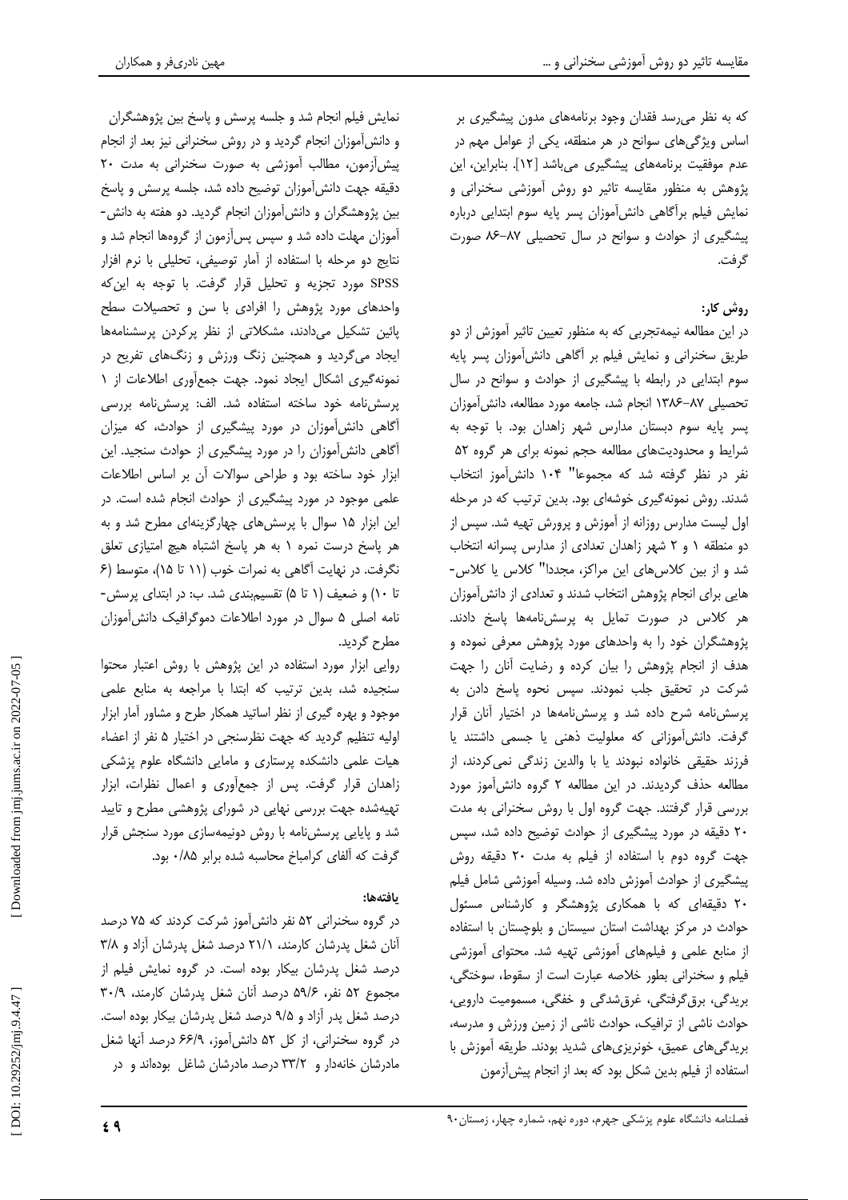که به نظر می‌رسد فقدان وجود برنامه‌های مدون پیشگیری بر اساس ویژگی‌های سوانح در هر منطقه، یکی از عوامل مهم در عدم موفقیت برنامه‌های پیشگیری می‌باشد [۱۲]. بنابراین، این پژوهش به منظور مقایسه تاثیر دو روش آموزشی سخنرانی و نمایش فیلم برآگاهی دانش‌آموزان پسر پایه سوم ابتدایی درباره پیشگیری از حوادث و سوانح در سال تحصیلی ۸۷-۸۶ صورت گرفت.

## روش کار:

در این مطالعه نیمه‌تجربی که به منظور تعیین تاثیر آموزش از دو طریق سخنرانی و نمایش فیلم بر آگاهی دانش‌آموزان پسر پایه سوم ابتدایی در رابطه با پیشگیری از حوادث و سوانح در سال تحصیلی ۸۷-۱۳۸۶ انجام شد، جامعه مورد مطالعه، دانش‌آموزان پسر پایه سوم دبستان مدارس شهر زاهدان بود. با توجه به شرایط و محدودیت‌های مطالعه حجم نمونه برای هر گروه ۵۲ نفر در نظر گرفته شد که مجموعاً" ۱۰۴ دانش‌آموز انتخاب شدند. روش نمونه‌گیری خوشه‌ای بود. بدین ترتیب که در مرحله اول لیست مدارس روزانه از آموزش و پرورش تهیه شد. سپس از دو منطقه ۱ و ۲ شهر زاهدان تعدادی از مدارس پسرانه انتخاب شد و از بین کلاس‌های این مراکز، مجدداً" کلاس یا کلاس-هایی برای انجام پژوهش انتخاب شدند و تعدادی از دانش‌آموزان هر کلاس در صورت تمایل به پرسش‌نامه‌ها پاسخ دادند. پژوهشگران خود را به واحدهای مورد پژوهش معرفی نموده و هدف از انجام پژوهش را بیان کرده و رضایت آنان را جهت شرکت در تحقیق جلب نمودند. سپس نحوه پاسخ دادن به پرسش‌نامه شرح داده شد و پرسش‌نامه‌ها در اختیار آنان قرار گرفت. دانش‌آموزانی که معلولیت ذهنی یا جسمی داشتند یا فرزند حقیقی خانواده نبودند یا با والدین زندگی نمی‌کردند، از مطالعه حذف گردیدند. در این مطالعه ۲ گروه دانش‌آموز مورد بررسی قرار گرفتند. جهت گروه اول با روش سخنرانی به مدت ۲۰ دقیقه در مورد پیشگیری از حوادث توضیح داده شد، سپس جهت گروه دوم با استفاده از فیلم به مدت ۲۰ دقیقه روش پیشگیری از حوادث آموزش داده شد. وسیله آموزشی شامل فیلم ۲۰ دقیقه‌ای که با همکاری پژوهشگر و کارشناس مسئول حوادث در مرکز بهداشت استان سیستان و بلوچستان با استفاده از منابع علمی و فیلم‌های آموزشی تهیه شد. محتوای آموزشی فیلم و سخنرانی بطور خلاصه عبارت است از سقوط، سوختگی، بریدگی، برق‌گرفتگی، غرق‌شدگی و خفگی، مسمومیت دارویی، حوادث ناشی از ترافیک، حوادث ناشی از زمین ورزش و مدرسه، بریدگی‌های عمیق، خونریزی‌های شدید بودند. طریقه آموزش با استفاده از فیلم بدین شکل بود که بعد از انجام پیش‌آزمون نمایش فیلم انجام شد و جلسه پرسش و پاسخ بین پژوهشگران و دانش‌آموزان انجام گردید و در روش سخنرانی نیز بعد از انجام پیش‌آزمون، مطالب آموزشی به صورت سخنرانی به مدت ۲۰ دقیقه جهت دانش‌آموزان توضیح داده شد، جلسه پرسش و پاسخ بین پژوهشگران و دانش‌آموزان انجام گردید. دو هفته به دانش-آموزان مهلت داده شد و سپس پس‌آزمون از گروه‌ها انجام شد و نتایج دو مرحله با استفاده از آمار توصیفی، تحلیلی با نرم افزار SPSS مورد تجزیه و تحلیل قرار گرفت. با توجه به این‌که واحدهای مورد پژوهش را افرادی با سن و تحصیلات سطح پائین تشکیل می‌دادند، مشکلاتی از نظر پرکردن پرسشنامه‌ها ایجاد می‌گردید و همچنین زنگ ورزش و زنگ‌های تفریح در نمونه‌گیری اشکال ایجاد نمود. جهت جمع‌آوری اطلاعات از ۱ پرسش‌نامه خود ساخته استفاده شد. الف: پرسش‌نامه بررسی آگاهی دانش‌آموزان در مورد پیشگیری از حوادث، که میزان آگاهی دانش‌آموزان را در مورد پیشگیری از حوادث سنجید. این ابزار خود ساخته بود و طراحی سوالات آن بر اساس اطلاعات علمی موجود در مورد پیشگیری از حوادث انجام شده است. در این ابزار ۱۵ سوال با پرسش‌های چهارگزینه‌ای مطرح شد و به هر پاسخ درست نمره ۱ به هر پاسخ اشتباه هیچ امتیازی تعلق نگرفت. در نهایت آگاهی به نمرات خوب (۱۱ تا ۱۵)، متوسط (۶ تا ۱۰) و ضعیف (۱ تا ۵) تقسیم‌بندی شد. ب: در ابتدای پرسش-نامه اصلی ۵ سوال در مورد اطلاعات دموگرافیک دانش‌آموزان مطرح گردید.

روایی ابزار مورد استفاده در این پژوهش با روش اعتبار محتوا سنجیده شد، بدین ترتیب که ابتدا با مراجعه به منابع علمی موجود و بهره گیری از نظر اساتید همکار طرح و مشاور آمار ابزار اولیه تنظیم گردید که جهت نظرسنجی در اختیار ۵ نفر از اعضاء هیات علمی دانشکده پرستاری و مامایی دانشگاه علوم پزشکی زاهدان قرار گرفت. پس از جمع‌آوری و اعمال نظرات، ابزار تهیه‌شده جهت بررسی نهایی در شورای پژوهشی مطرح و تایید شد و پایایی پرسش‌نامه با روش دونیمه‌سازی مورد سنجش قرار گرفت که آلفای کرامباخ محاسبه شده برابر ۰/۸۵ بود.

## یافته‌ها:

در گروه سخنرانی ۵۲ نفر دانش‌آموز شرکت کردند که ۷۵ درصد آنان شغل پدرشان کارمند، ۲۱/۱ درصد شغل پدرشان آزاد و ۳/۸ درصد شغل پدرشان بیکار بوده است. در گروه نمایش فیلم از مجموع ۵۲ نفر، ۵۹/۶ درصد آنان شغل پدرشان کارمند، ۳۰/۹ درصد شغل پدر آزاد و ۹/۵ درصد شغل پدرشان بیکار بوده است. در گروه سخنرانی، از کل ۵۲ دانش‌آموز، ۶۶/۹ درصد آنها شغل مادرشان خانه‌دار و ۳۳/۲ درصد مادرشان شاغل بوده‌اند و در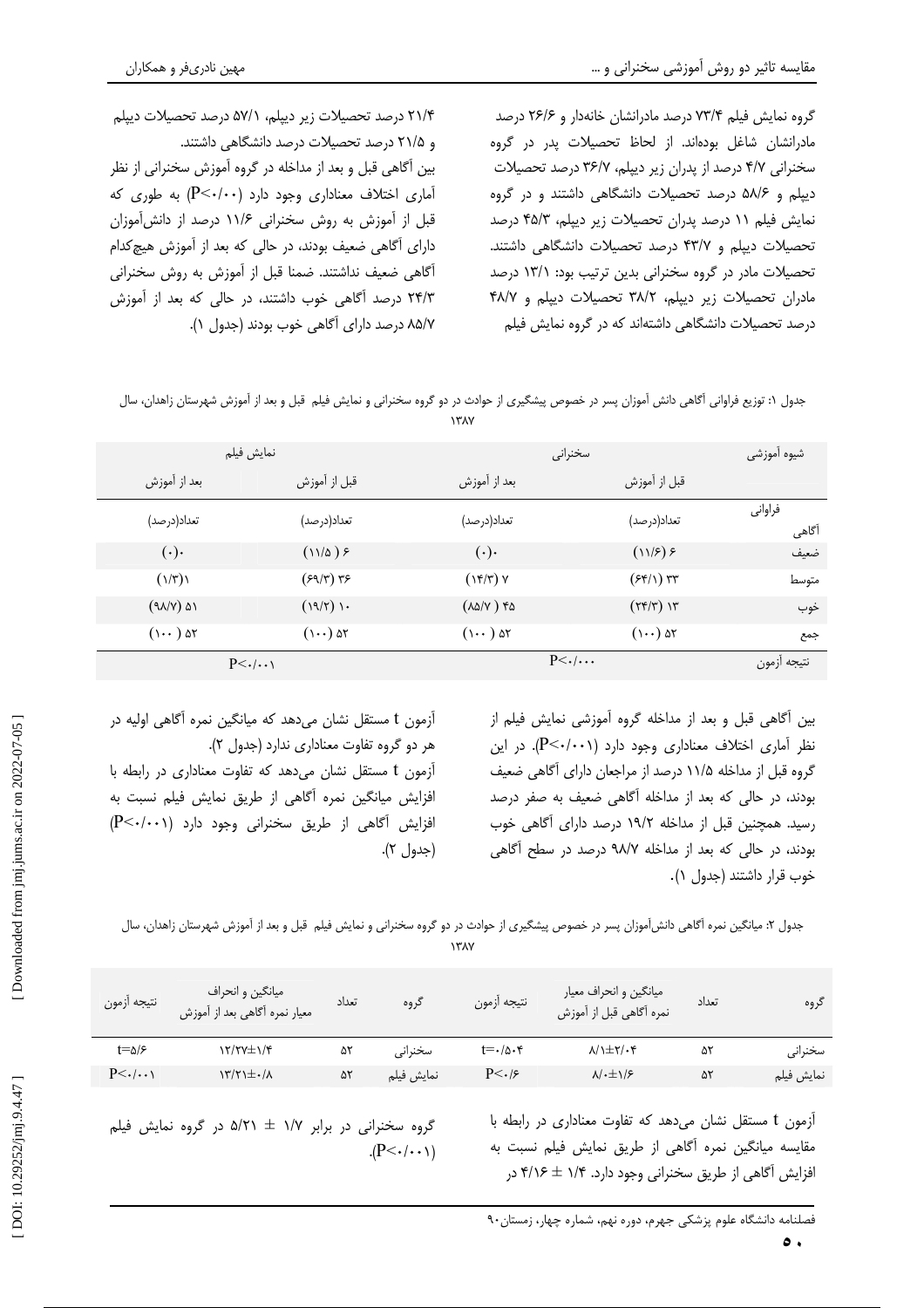گروه نمایش فیلم ۷۳/۴ درصد مادرانشان خانه‌دار و ۲۶/۶ درصد مادرانشان شاغل بوده‌اند. از لحاظ تحصیلات پدر در گروه سخنرانی ۴/۷ درصد از پدران زیر دیپلم، ۳۶/۷ درصد تحصیلات دیپلم و ۵۸/۶ درصد تحصیلات دانشگاهی داشتند و در گروه نمایش فیلم ۱۱ درصد پدران تحصیلات زیر دیپلم، ۴۵/۳ درصد تحصیلات دیپلم و ۴۳/۷ درصد تحصیلات دانشگاهی داشتند. تحصیلات مادر در گروه سخنرانی بدین ترتیب بود: ۱۳/۱ درصد مادران تحصیلات زیر دیپلم، ۳۸/۲ تحصیلات دیپلم و ۴۸/۷ درصد تحصیلات دانشگاهی داشته‌اند که در گروه نمایش فیلم ۲۱/۴ درصد تحصیلات زیر دیپلم، ۵۷/۱ درصد تحصیلات دیپلم و ۲۱/۵ درصد تحصیلات درصد دانشگاهی داشتند.

بین آگاهی قبل و بعد از مداخله در گروه آموزش سخنرانی از نظر آماری اختلاف معناداری وجود دارد (P<۰/۰۰) به طوری که قبل از آموزش به روش سخنرانی ۱۱/۶ درصد از دانش‌آموزان دارای آگاهی ضعیف بودند، در حالی که بعد از آموزش هیچ‌کدام آگاهی ضعیف نداشتند. ضمنا قبل از آموزش به روش سخنرانی ۲۴/۳ درصد آگاهی خوب داشتند، در حالی که بعد از آموزش ۸۵/۷ درصد دارای آگاهی خوب بودند (جدول ۱).

جدول ۱: توزیع فراوانی آگاهی دانش آموزان پسر در خصوص پیشگیری از حوادث در دو گروه سخنرانی و نمایش فیلم قبل و بعد از آموزش شهرستان زاهدان، سال ۱۳۸۷

| شیوه آموزشی | سخنرانی | | نمایش فیلم | |
|---|---|---|---|---|
| | قبل از آموزش | بعد از آموزش | قبل از آموزش | بعد از آموزش |
| فراوانی آگاهی | تعداد(درصد) | تعداد(درصد) | تعداد(درصد) | تعداد(درصد) |
| ضعیف | ۶ (۱۱/۶) | ۰(۰) | ۶ (۱۱/۵) | ۰(۰) |
| متوسط | ۳۳ (۶۴/۱) | ۷ (۱۴/۳) | ۳۶ (۶۹/۳) | ۱(۱/۳) |
| خوب | ۱۳ (۲۴/۳) | ۴۵ (۸۵/۷) | ۱۰ (۱۹/۲) | ۵۱ (۹۸/۷) |
| جمع | ۵۲ (۱۰۰) | ۵۲ (۱۰۰) | ۵۲ (۱۰۰) | ۵۲ (۱۰۰) |
| نتیجه آزمون | P<۰/۰۰۰ | | P<۰/۰۰۱ | |

بین آگاهی قبل و بعد از مداخله گروه آموزشی نمایش فیلم از نظر آماری اختلاف معناداری وجود دارد (P<۰/۰۰۱). در این گروه قبل از مداخله ۱۱/۵ درصد از مراجعان دارای آگاهی ضعیف بودند، در حالی که بعد از مداخله آگاهی ضعیف به صفر درصد رسید. همچنین قبل از مداخله ۱۹/۲ درصد دارای آگاهی خوب بودند، در حالی که بعد از مداخله ۹۸/۷ درصد در سطح آگاهی خوب قرار داشتند (جدول ۱).

آزمون t مستقل نشان می‌دهد که میانگین نمره آگاهی اولیه در هر دو گروه تفاوت معناداری ندارد (جدول ۲).

آزمون t مستقل نشان می‌دهد که تفاوت معناداری در رابطه با افزایش میانگین نمره آگاهی از طریق نمایش فیلم نسبت به افزایش آگاهی از طریق سخنرانی وجود دارد (P<۰/۰۰۱) (جدول ۲).

جدول ۲: میانگین نمره آگاهی دانش‌آموزان پسر در خصوص پیشگیری از حوادث در دو گروه سخنرانی و نمایش فیلم قبل و بعد از آموزش شهرستان زاهدان، سال ۱۳۸۷

| گروه | تعداد | میانگین و انحراف معیار نمره آگاهی قبل از آموزش | نتیجه آزمون | گروه | تعداد | میانگین و انحراف معیار نمره آگاهی بعد از آموزش | نتیجه آزمون |
|---|---|---|---|---|---|---|---|
| سخنرانی | ۵۲ | ۸/۱±۲/۰۴ | t=۰/۵۰۴ | سخنرانی | ۵۲ | ۱۲/۲۷±۱/۴ | t=۵/۶ |
| نمایش فیلم | ۵۲ | ۸/۰±۱/۶ | P<۰/۶ | نمایش فیلم | ۵۲ | ۱۳/۲۱±۰/۸ | P<۰/۰۰۱ |

آزمون t مستقل نشان می‌دهد که تفاوت معناداری در رابطه با مقایسه میانگین نمره آگاهی از طریق نمایش فیلم نسبت به افزایش آگاهی از طریق سخنرانی وجود دارد. ۱/۴ ± ۴/۱۶ در گروه سخنرانی در برابر ۱/۷ ± ۵/۲۱ در گروه نمایش فیلم (P<۰/۰۰۱).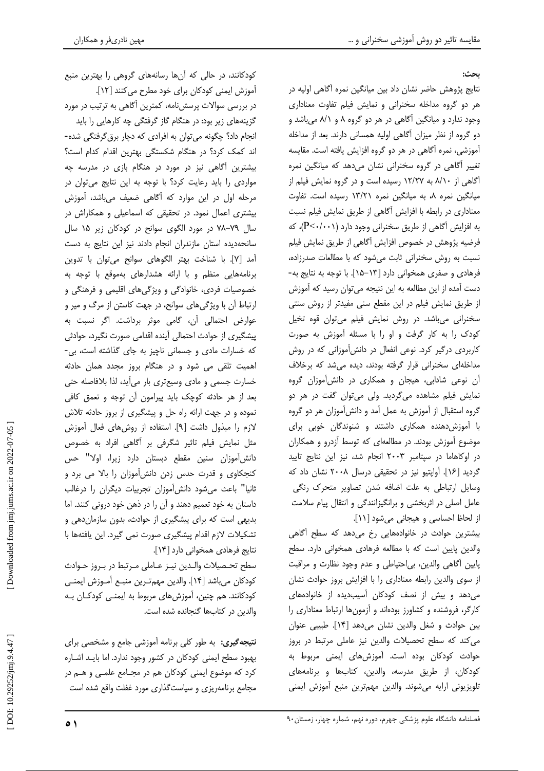**بحث:**

نتایج پژوهش حاضر نشان داد بین میانگین نمره آگاهی اولیه در هر دو گروه مداخله سخنرانی و نمایش فیلم تفاوت معناداری وجود ندارد و میانگین آگاهی در هر دو گروه ۸ و ۸/۱ می‌باشد و دو گروه از نظر میزان آگاهی اولیه همسانی دارند. بعد از مداخله آموزشی، نمره آگاهی در هر دو گروه افزایش یافته است. مقایسه تغییر آگاهی در گروه سخنرانی نشان می‌دهد که میانگین نمره آگاهی از ۸/۱۰ به ۱۲/۲۷ رسیده است و در گروه نمایش فیلم از میانگین نمره ۸، به میانگین نمره ۱۳/۲۱ رسیده است. تفاوت معناداری در رابطه با افزایش آگاهی از طریق نمایش فیلم نسبت به افزایش آگاهی از طریق سخنرانی وجود دارد ($P<0/001$)، که فرضیه پژوهش در خصوص افزایش آگاهی از طریق نمایش فیلم نسبت به روش سخنرانی ثابت می‌شود که با مطالعات صدرزاده، فرهادی و صفری همخوانی دارد [۱۳-۱۵]. با توجه به نتایج به‌دست آمده از این مطالعه به این نتیجه می‌توان رسید که آموزش از طریق نمایش فیلم در این مقطع سنی مفیدتر از روش سنتی سخنرانی می‌باشد. در روش نمایش فیلم می‌توان قوه تخیل کودک را به کار گرفت و او را با مسئله آموزش به صورت کاربردی درگیر کرد. نوعی انفعال در دانش‌آموزانی که در روش مداخله‌ای سخنرانی قرار گرفته بودند، دیده می‌شد که برخلاف آن نوعی شادابی، هیجان و همکاری در دانش‌آموزان گروه نمایش فیلم مشاهده می‌گردید. ولی می‌توان گفت در هر دو گروه استقبال از آموزش به عمل آمد و دانش‌آموزان هر دو گروه با آموزش‌دهنده همکاری داشتند و شنوندگان خوبی برای موضوع آموزش بودند. در مطالعه‌ای که توسط آزدرو و همکاران در اوکاهاما در سپتامبر ۲۰۰۳ انجام شد، نیز این نتایج تایید گردید [۱۶]. آواپتیو نیز در تحقیقی درسال ۲۰۰۸ نشان داد که وسایل ارتباطی به علت اضافه شدن تصاویر متحرک رنگی عامل اصلی در اثربخشی و برانگیزانندگی و انتقال پیام سلامت از لحاظ احساسی و هیجانی می‌شود [۱۱].

بیشترین حوادث در خانواده‌هایی رخ می‌دهد که سطح آگاهی والدین پایین است که با مطالعه فرهادی همخوانی دارد. سطح پایین آگاهی والدین، بی‌احتیاطی و عدم وجود نظارت و مراقبت از سوی والدین رابطه معناداری را با افزایش بروز حوادث نشان می‌دهد و بیش از نصف کودکان آسیب‌دیده از خانواده‌های کارگر، فروشنده و کشاورز بوده‌اند و آزمون‌ها ارتباط معناداری را بین حوادث و شغل والدین نشان می‌دهد [۱۴]. طبیبی عنوان می‌کند که سطح تحصیلات والدین نیز عاملی مرتبط در بروز حوادث کودکان بوده است. آموزش‌های ایمنی مربوط به کودکان، از طریق مدرسه، والدین، کتاب‌ها و برنامه‌های تلویزیونی ارایه می‌شوند. والدین مهم‌ترین منبع آموزش ایمنی کودکانند، در حالی که آن‌ها رسانه‌های گروهی را بهترین منبع آموزش ایمنی کودکان برای خود مطرح می‌کنند [۱۲].

در بررسی سوالات پرسش‌نامه، کمترین آگاهی به ترتیب در مورد گزینه‌های زیر بود: در هنگام گاز گرفتگی چه کارهایی را باید انجام داد؟ چگونه می‌توان به افرادی که دچار برق‌گرفتگی شده‌اند کمک کرد؟ در هنگام شکستگی بهترین اقدام کدام است؟ بیشترین آگاهی نیز در مورد در هنگام بازی در مدرسه چه مواردی را باید رعایت کرد؟ با توجه به این نتایج می‌توان در مرحله اول در این موارد که آگاهی ضعیف می‌باشد، آموزش بیشتری اعمال نمود. در تحقیقی که اسماعیلی و همکاراش در سال ۷۹-۷۸ در مورد الگوی سوانح در کودکان زیر ۱۵ سال سانحه‌دیده استان مازندران انجام دادند نیز این نتایج به دست آمد [۷]. با شناخت بهتر الگوهای سوانح می‌توان با تدوین برنامه‌هایی منظم و با ارائه هشدارهای به‌موقع با توجه به خصوصیات فردی، خانوادگی و ویژگی‌های اقلیمی و فرهنگی و ارتباط آن با ویژگی‌های سوانح، در جهت کاستن از مرگ و میر و عوارض احتمالی آن، گامی موثر برداشت. اگر نسبت به پیشگیری از حوادث احتمالی آینده اقدامی صورت نگیرد، حوادثی که خسارات مادی و جسمانی ناچیز به جای گذاشته است، بی‌اهمیت تلقی می شود و در هنگام بروز مجدد همان حادثه خسارت جسمی و مادی وسیع‌تری بار می‌آید، لذا بلافاصله حتی بعد از هر حادثه کوچک باید پیرامون آن توجه و تعمق کافی نموده و در جهت ارائه راه حل و پیشگیری از بروز حادثه تلاش لازم را مبذول داشت [۹]. استفاده از روش‌های فعال آموزش مثل نمایش فیلم تاثیر شگرفی بر آگاهی افراد به خصوص دانش‌آموزان سنین مقطع دبستان دارد زیرا، اولا" حس کنجکاوی و قدرت حدس زدن دانش‌آموزان را بالا می برد و ثانیا" باعث می‌شود دانش‌آموزان تجربیات دیگران را درغالب داستان به خود تعمیم دهند و آن را در ذهن خود درونی کنند. اما بدیهی است که برای پیشگیری از حوادث، بدون سازمان‌دهی و تشکیلات لازم اقدام پیشگیری صورت نمی گیرد. این یافته‌ها با نتایج فرهادی همخوانی دارد [۱۴].

سطح تحصیلات والدین نیز عاملی مرتبط در بروز حوادث کودکان می‌باشد [۱۴]. والدین مهم‌ترین منبع آموزش ایمنی کودکانند. هم چنین، آموزش‌های مربوط به ایمنی کودکان به والدین در کتاب‌ها گنجانده شده است.

**نتیجه‌گیری:** به طور کلی برنامه آموزشی جامع و مشخصی برای بهبود سطح ایمنی کودکان در کشور وجود ندارد. اما بایـد اشـاره کرد که موضوع ایمنی کودکان هم در مجـامع علمـی و هـم در مجامع برنامه‌ریزی و سیاست‌گذاری مورد غفلت واقع شده است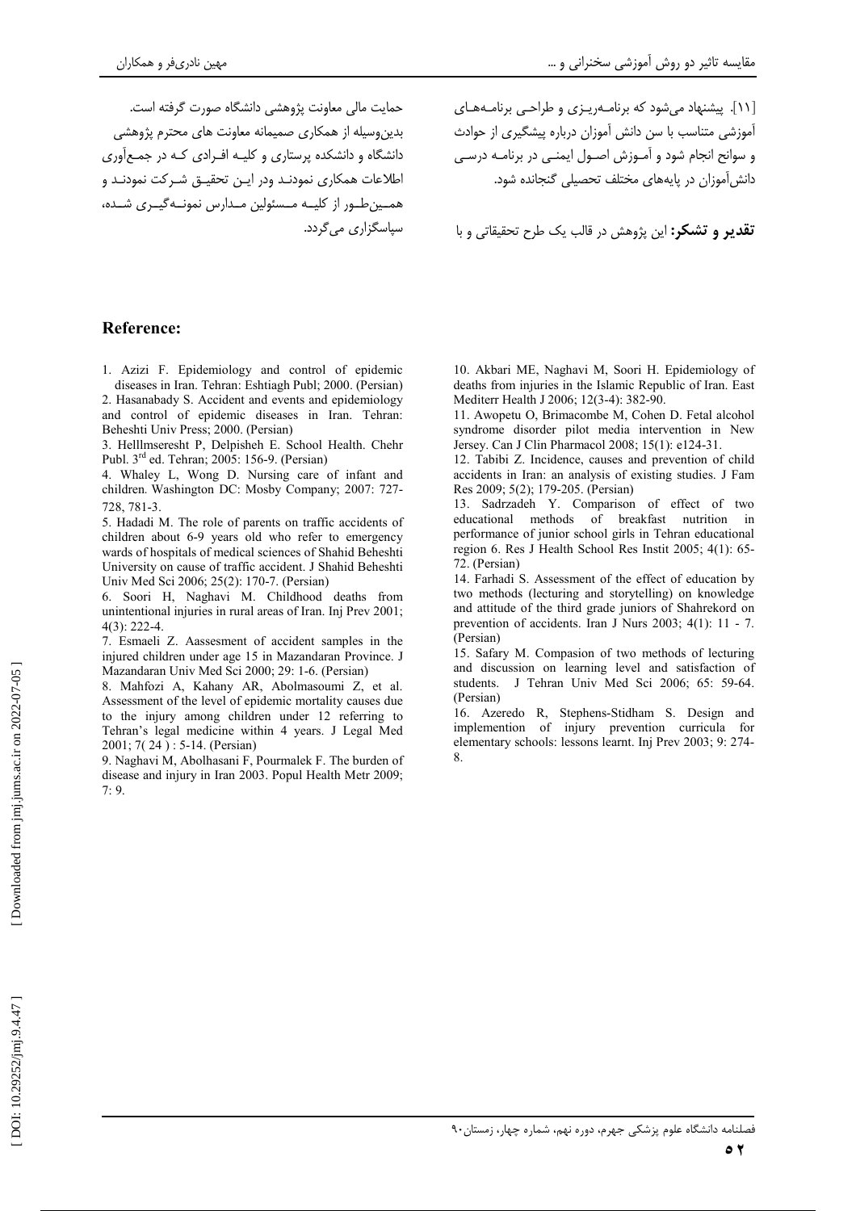[۱۱]. پیشنهاد می‌شود که برنامه‌ریزی و طراحی برنامه‌های آموزشی متناسب با سن دانش آموزان درباره پیشگیری از حوادث و سوانح انجام شود و آموزش اصول ایمنی در برنامه درسی دانش‌آموزان در پایه‌های مختلف تحصیلی گنجانده شود.

**تقدیر و تشکر:** این پژوهش در قالب یک طرح تحقیقاتی و با حمایت مالی معاونت پژوهشی دانشگاه صورت گرفته است. بدین‌وسیله از همکاری صمیمانه معاونت های محترم پژوهشی دانشگاه و دانشکده پرستاری و کلیه افرادی که در جمع‌آوری اطلاعات همکاری نمودند ودر این تحقیق شرکت نمودند و همین‌طور از کلیه مسئولین مدارس نمونه‌گیری شده، سپاسگزاری می‌گردد.

## Reference:

1. Azizi F. Epidemiology and control of epidemic diseases in Iran. Tehran: Eshtiagh Publ; 2000. (Persian)
2. Hasanabady S. Accident and events and epidemiology and control of epidemic diseases in Iran. Tehran: Beheshti Univ Press; 2000. (Persian)
3. Helllmseresht P, Delpisheh E. School Health. Chehr Publ. 3rd ed. Tehran; 2005: 156-9. (Persian)
4. Whaley L, Wong D. Nursing care of infant and children. Washington DC: Mosby Company; 2007: 727-728, 781-3.
5. Hadadi M. The role of parents on traffic accidents of children about 6-9 years old who refer to emergency wards of hospitals of medical sciences of Shahid Beheshti University on cause of traffic accident. J Shahid Beheshti Univ Med Sci 2006; 25(2): 170-7. (Persian)
6. Soori H, Naghavi M. Childhood deaths from unintentional injuries in rural areas of Iran. Inj Prev 2001; 4(3): 222-4.
7. Esmaeli Z. Aassesment of accident samples in the injured children under age 15 in Mazandaran Province. J Mazandaran Univ Med Sci 2000; 29: 1-6. (Persian)
8. Mahfozi A, Kahany AR, Abolmasoumi Z, et al. Assessment of the level of epidemic mortality causes due to the injury among children under 12 referring to Tehran's legal medicine within 4 years. J Legal Med 2001; 7( 24 ) : 5-14. (Persian)
9. Naghavi M, Abolhasani F, Pourmalek F. The burden of disease and injury in Iran 2003. Popul Health Metr 2009; 7: 9.
10. Akbari ME, Naghavi M, Soori H. Epidemiology of deaths from injuries in the Islamic Republic of Iran. East Mediterr Health J 2006; 12(3-4): 382-90.
11. Awopetu O, Brimacombe M, Cohen D. Fetal alcohol syndrome disorder pilot media intervention in New Jersey. Can J Clin Pharmacol 2008; 15(1): e124-31.
12. Tabibi Z. Incidence, causes and prevention of child accidents in Iran: an analysis of existing studies. J Fam Res 2009; 5(2); 179-205. (Persian)
13. Sadrzadeh Y. Comparison of effect of two educational methods of breakfast nutrition in performance of junior school girls in Tehran educational region 6. Res J Health School Res Instit 2005; 4(1): 65-72. (Persian)
14. Farhadi S. Assessment of the effect of education by two methods (lecturing and storytelling) on knowledge and attitude of the third grade juniors of Shahrekord on prevention of accidents. Iran J Nurs 2003; 4(1): 11 - 7. (Persian)
15. Safary M. Compasion of two methods of lecturing and discussion on learning level and satisfaction of students. J Tehran Univ Med Sci 2006; 65: 59-64. (Persian)
16. Azeredo R, Stephens-Stidham S. Design and implemention of injury prevention curricula for elementary schools: lessons learnt. Inj Prev 2003; 9: 274-8.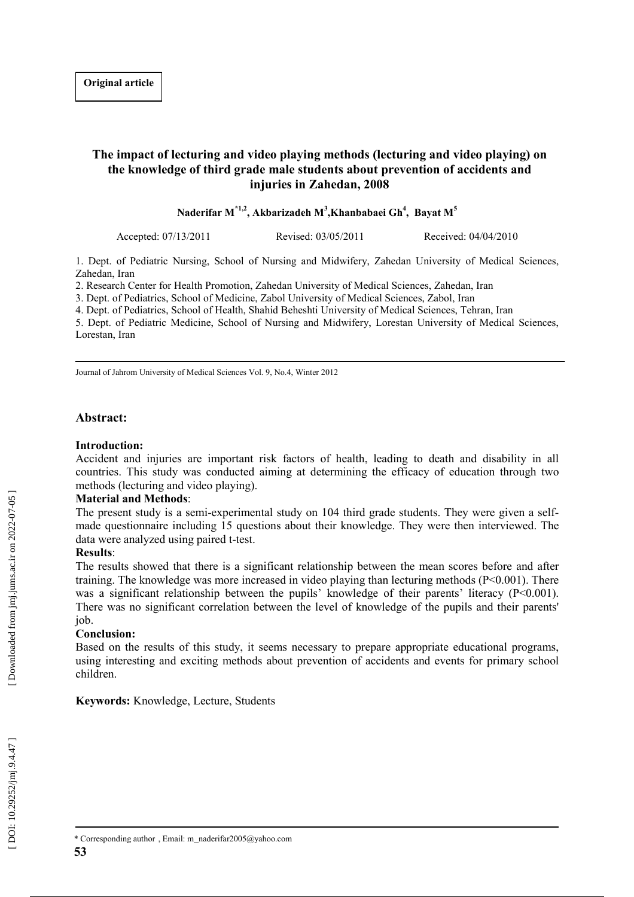**Original article**

# The impact of lecturing and video playing methods (lecturing and video playing) on the knowledge of third grade male students about prevention of accidents and injuries in Zahedan, 2008

**Naderifar M*[1,2], Akbarizadeh M[3], Khanbabaei Gh[4], Bayat M[5]**

Accepted: 07/13/2011 Revised: 03/05/2011 Received: 04/04/2010

1. Dept. of Pediatric Nursing, School of Nursing and Midwifery, Zahedan University of Medical Sciences, Zahedan, Iran
2. Research Center for Health Promotion, Zahedan University of Medical Sciences, Zahedan, Iran
3. Dept. of Pediatrics, School of Medicine, Zabol University of Medical Sciences, Zabol, Iran
4. Dept. of Pediatrics, School of Health, Shahid Beheshti University of Medical Sciences, Tehran, Iran
5. Dept. of Pediatric Medicine, School of Nursing and Midwifery, Lorestan University of Medical Sciences, Lorestan, Iran

Journal of Jahrom University of Medical Sciences Vol. 9, No.4, Winter 2012

## Abstract:

**Introduction:**
Accident and injuries are important risk factors of health, leading to death and disability in all countries. This study was conducted aiming at determining the efficacy of education through two methods (lecturing and video playing).

**Material and Methods**:
The present study is a semi-experimental study on 104 third grade students. They were given a self-made questionnaire including 15 questions about their knowledge. They were then interviewed. The data were analyzed using paired t-test.

**Results**:
The results showed that there is a significant relationship between the mean scores before and after training. The knowledge was more increased in video playing than lecturing methods ($P<0.001$). There was a significant relationship between the pupils' knowledge of their parents' literacy ($P<0.001$). There was no significant correlation between the level of knowledge of the pupils and their parents' job.

**Conclusion:**
Based on the results of this study, it seems necessary to prepare appropriate educational programs, using interesting and exciting methods about prevention of accidents and events for primary school children.

**Keywords:** Knowledge, Lecture, Students

\* Corresponding author , Email: m_naderifar2005@yahoo.com